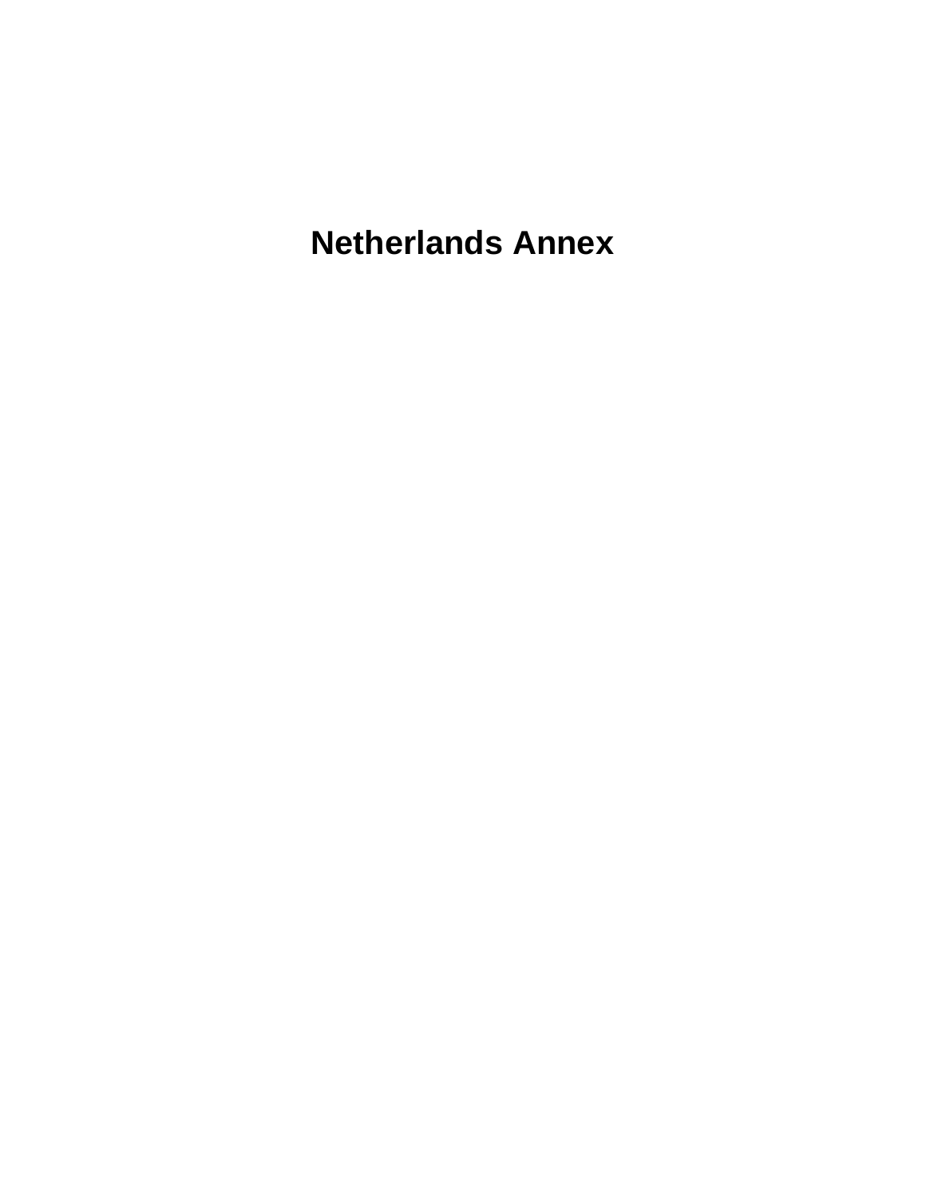# Netherlands Annex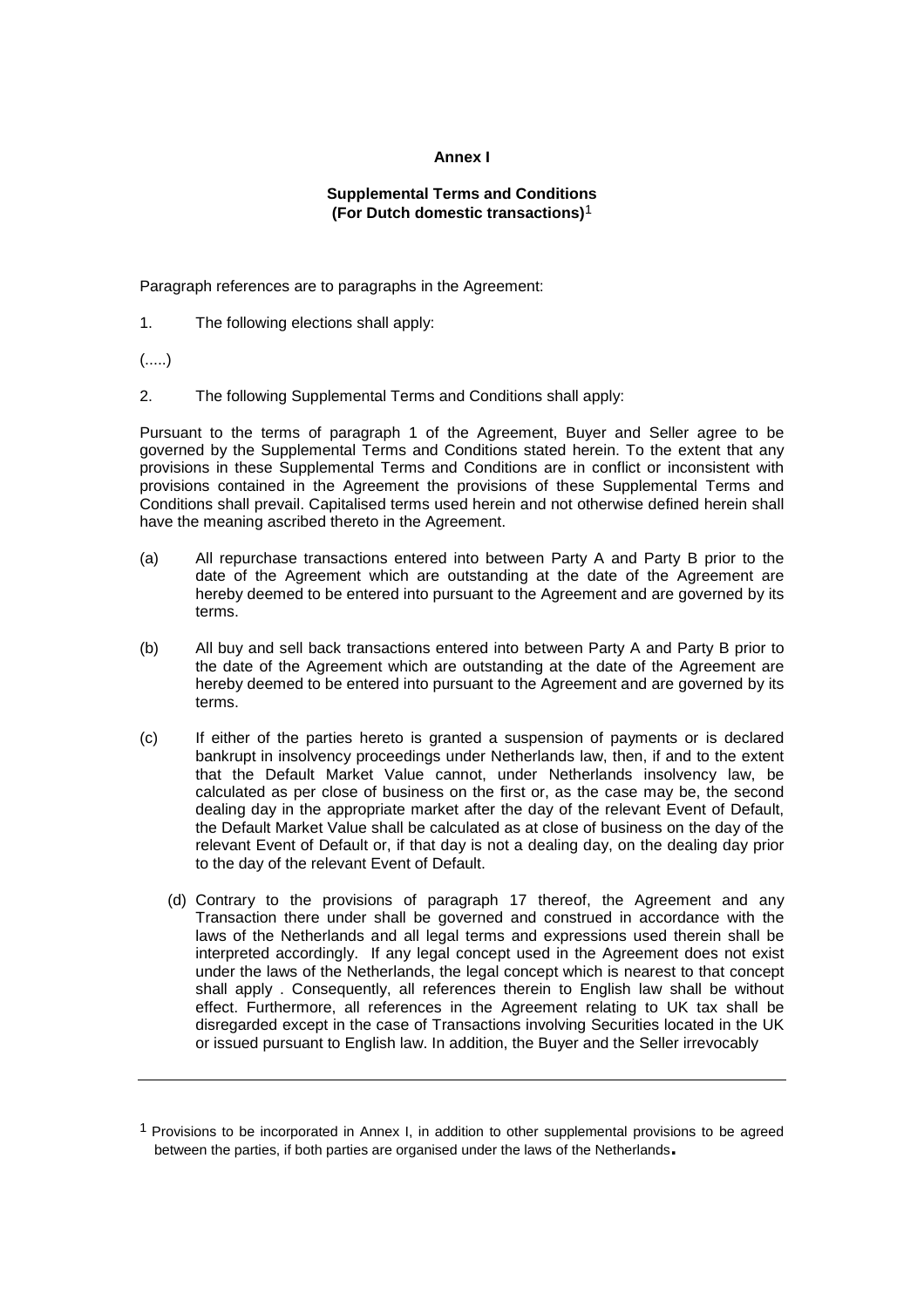**Annex I**

**Supplemental Terms and Conditions**
**(For Dutch domestic transactions)**[1]

Paragraph references are to paragraphs in the Agreement:

1. The following elections shall apply:

(.....)

2. The following Supplemental Terms and Conditions shall apply:

Pursuant to the terms of paragraph 1 of the Agreement, Buyer and Seller agree to be governed by the Supplemental Terms and Conditions stated herein. To the extent that any provisions in these Supplemental Terms and Conditions are in conflict or inconsistent with provisions contained in the Agreement the provisions of these Supplemental Terms and Conditions shall prevail. Capitalised terms used herein and not otherwise defined herein shall have the meaning ascribed thereto in the Agreement.

(a) All repurchase transactions entered into between Party A and Party B prior to the date of the Agreement which are outstanding at the date of the Agreement are hereby deemed to be entered into pursuant to the Agreement and are governed by its terms.

(b) All buy and sell back transactions entered into between Party A and Party B prior to the date of the Agreement which are outstanding at the date of the Agreement are hereby deemed to be entered into pursuant to the Agreement and are governed by its terms.

(c) If either of the parties hereto is granted a suspension of payments or is declared bankrupt in insolvency proceedings under Netherlands law, then, if and to the extent that the Default Market Value cannot, under Netherlands insolvency law, be calculated as per close of business on the first or, as the case may be, the second dealing day in the appropriate market after the day of the relevant Event of Default, the Default Market Value shall be calculated as at close of business on the day of the relevant Event of Default or, if that day is not a dealing day, on the dealing day prior to the day of the relevant Event of Default.

(d) Contrary to the provisions of paragraph 17 thereof, the Agreement and any Transaction there under shall be governed and construed in accordance with the laws of the Netherlands and all legal terms and expressions used therein shall be interpreted accordingly. If any legal concept used in the Agreement does not exist under the laws of the Netherlands, the legal concept which is nearest to that concept shall apply . Consequently, all references therein to English law shall be without effect. Furthermore, all references in the Agreement relating to UK tax shall be disregarded except in the case of Transactions involving Securities located in the UK or issued pursuant to English law. In addition, the Buyer and the Seller irrevocably

---

[1] Provisions to be incorporated in Annex I, in addition to other supplemental provisions to be agreed between the parties, if both parties are organised under the laws of the Netherlands.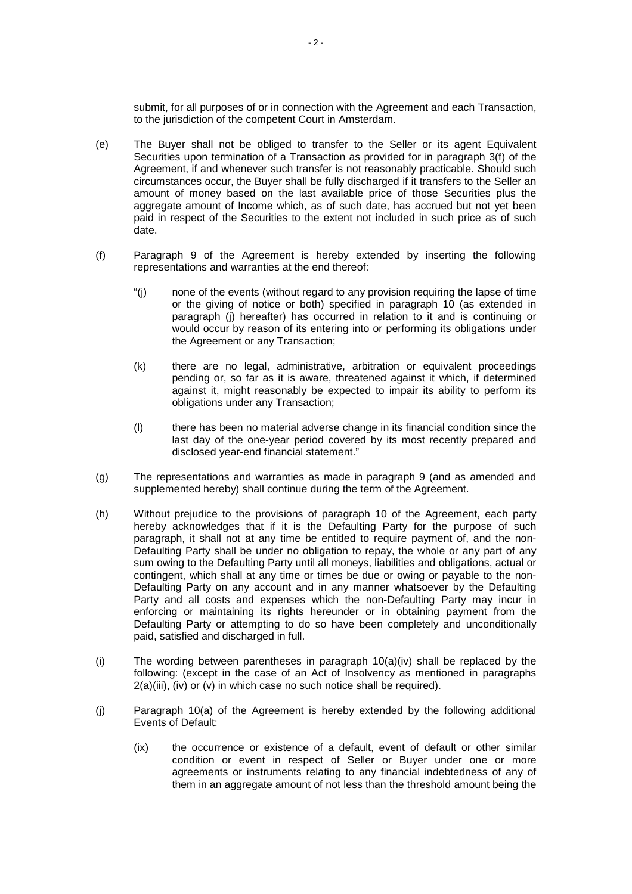submit, for all purposes of or in connection with the Agreement and each Transaction, to the jurisdiction of the competent Court in Amsterdam.

(e) The Buyer shall not be obliged to transfer to the Seller or its agent Equivalent Securities upon termination of a Transaction as provided for in paragraph 3(f) of the Agreement, if and whenever such transfer is not reasonably practicable. Should such circumstances occur, the Buyer shall be fully discharged if it transfers to the Seller an amount of money based on the last available price of those Securities plus the aggregate amount of Income which, as of such date, has accrued but not yet been paid in respect of the Securities to the extent not included in such price as of such date.

(f) Paragraph 9 of the Agreement is hereby extended by inserting the following representations and warranties at the end thereof:

> "(j) none of the events (without regard to any provision requiring the lapse of time or the giving of notice or both) specified in paragraph 10 (as extended in paragraph (j) hereafter) has occurred in relation to it and is continuing or would occur by reason of its entering into or performing its obligations under the Agreement or any Transaction;
>
> (k) there are no legal, administrative, arbitration or equivalent proceedings pending or, so far as it is aware, threatened against it which, if determined against it, might reasonably be expected to impair its ability to perform its obligations under any Transaction;
>
> (l) there has been no material adverse change in its financial condition since the last day of the one-year period covered by its most recently prepared and disclosed year-end financial statement."

(g) The representations and warranties as made in paragraph 9 (and as amended and supplemented hereby) shall continue during the term of the Agreement.

(h) Without prejudice to the provisions of paragraph 10 of the Agreement, each party hereby acknowledges that if it is the Defaulting Party for the purpose of such paragraph, it shall not at any time be entitled to require payment of, and the non-Defaulting Party shall be under no obligation to repay, the whole or any part of any sum owing to the Defaulting Party until all moneys, liabilities and obligations, actual or contingent, which shall at any time or times be due or owing or payable to the non-Defaulting Party on any account and in any manner whatsoever by the Defaulting Party and all costs and expenses which the non-Defaulting Party may incur in enforcing or maintaining its rights hereunder or in obtaining payment from the Defaulting Party or attempting to do so have been completely and unconditionally paid, satisfied and discharged in full.

(i) The wording between parentheses in paragraph 10(a)(iv) shall be replaced by the following: (except in the case of an Act of Insolvency as mentioned in paragraphs 2(a)(iii), (iv) or (v) in which case no such notice shall be required).

(j) Paragraph 10(a) of the Agreement is hereby extended by the following additional Events of Default:

> (ix) the occurrence or existence of a default, event of default or other similar condition or event in respect of Seller or Buyer under one or more agreements or instruments relating to any financial indebtedness of any of them in an aggregate amount of not less than the threshold amount being the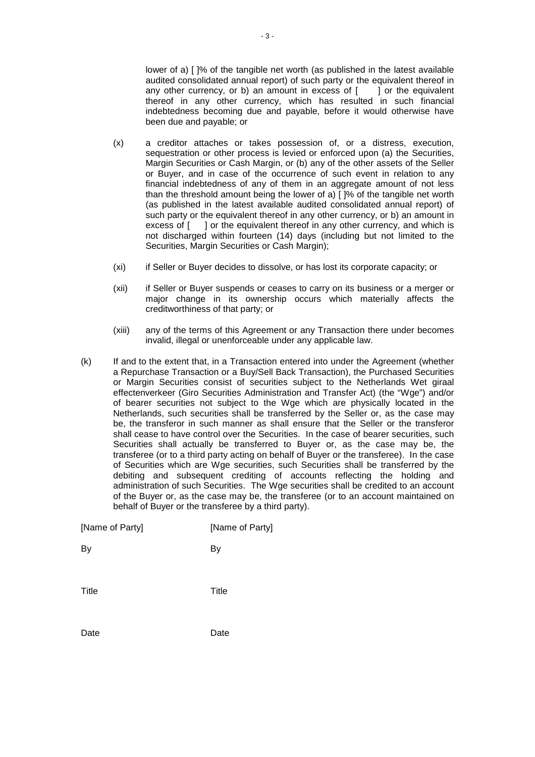lower of a) [ ]% of the tangible net worth (as published in the latest available audited consolidated annual report) of such party or the equivalent thereof in any other currency, or b) an amount in excess of [ ] or the equivalent thereof in any other currency, which has resulted in such financial indebtedness becoming due and payable, before it would otherwise have been due and payable; or

(x) a creditor attaches or takes possession of, or a distress, execution, sequestration or other process is levied or enforced upon (a) the Securities, Margin Securities or Cash Margin, or (b) any of the other assets of the Seller or Buyer, and in case of the occurrence of such event in relation to any financial indebtedness of any of them in an aggregate amount of not less than the threshold amount being the lower of a) [ ]% of the tangible net worth (as published in the latest available audited consolidated annual report) of such party or the equivalent thereof in any other currency, or b) an amount in excess of [ ] or the equivalent thereof in any other currency, and which is not discharged within fourteen (14) days (including but not limited to the Securities, Margin Securities or Cash Margin);

(xi) if Seller or Buyer decides to dissolve, or has lost its corporate capacity; or

(xii) if Seller or Buyer suspends or ceases to carry on its business or a merger or major change in its ownership occurs which materially affects the creditworthiness of that party; or

(xiii) any of the terms of this Agreement or any Transaction there under becomes invalid, illegal or unenforceable under any applicable law.

(k) If and to the extent that, in a Transaction entered into under the Agreement (whether a Repurchase Transaction or a Buy/Sell Back Transaction), the Purchased Securities or Margin Securities consist of securities subject to the Netherlands Wet giraal effectenverkeer (Giro Securities Administration and Transfer Act) (the "Wge") and/or of bearer securities not subject to the Wge which are physically located in the Netherlands, such securities shall be transferred by the Seller or, as the case may be, the transferor in such manner as shall ensure that the Seller or the transferor shall cease to have control over the Securities. In the case of bearer securities, such Securities shall actually be transferred to Buyer or, as the case may be, the transferee (or to a third party acting on behalf of Buyer or the transferee). In the case of Securities which are Wge securities, such Securities shall be transferred by the debiting and subsequent crediting of accounts reflecting the holding and administration of such Securities. The Wge securities shall be credited to an account of the Buyer or, as the case may be, the transferee (or to an account maintained on behalf of Buyer or the transferee by a third party).

| | |
|---|---|
| [Name of Party] | [Name of Party] |
| By | By |
| Title | Title |
| Date | Date |